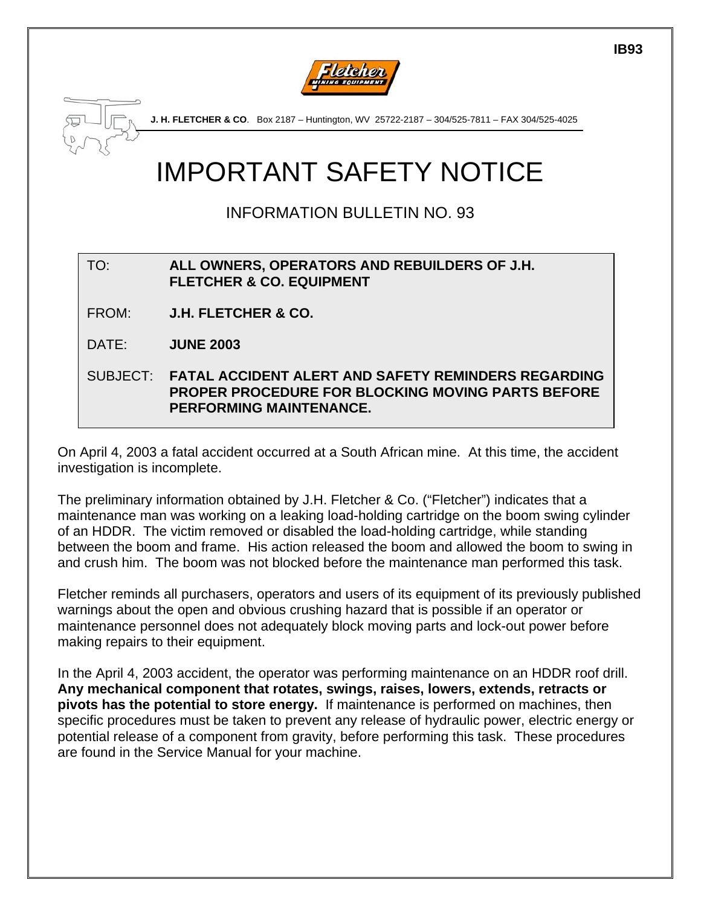IB93

**J. H. FLETCHER & CO**. Box 2187 – Huntington, WV 25722-2187 – 304/525-7811 – FAX 304/525-4025

# IMPORTANT SAFETY NOTICE

## INFORMATION BULLETIN NO. 93

| | |
|---|---|
| TO: | **ALL OWNERS, OPERATORS AND REBUILDERS OF J.H. FLETCHER & CO. EQUIPMENT** |
| FROM: | **J.H. FLETCHER & CO.** |
| DATE: | **JUNE 2003** |
| SUBJECT: | **FATAL ACCIDENT ALERT AND SAFETY REMINDERS REGARDING PROPER PROCEDURE FOR BLOCKING MOVING PARTS BEFORE PERFORMING MAINTENANCE.** |

On April 4, 2003 a fatal accident occurred at a South African mine. At this time, the accident investigation is incomplete.

The preliminary information obtained by J.H. Fletcher & Co. ("Fletcher") indicates that a maintenance man was working on a leaking load-holding cartridge on the boom swing cylinder of an HDDR. The victim removed or disabled the load-holding cartridge, while standing between the boom and frame. His action released the boom and allowed the boom to swing in and crush him. The boom was not blocked before the maintenance man performed this task.

Fletcher reminds all purchasers, operators and users of its equipment of its previously published warnings about the open and obvious crushing hazard that is possible if an operator or maintenance personnel does not adequately block moving parts and lock-out power before making repairs to their equipment.

In the April 4, 2003 accident, the operator was performing maintenance on an HDDR roof drill. **Any mechanical component that rotates, swings, raises, lowers, extends, retracts or pivots has the potential to store energy.** If maintenance is performed on machines, then specific procedures must be taken to prevent any release of hydraulic power, electric energy or potential release of a component from gravity, before performing this task. These procedures are found in the Service Manual for your machine.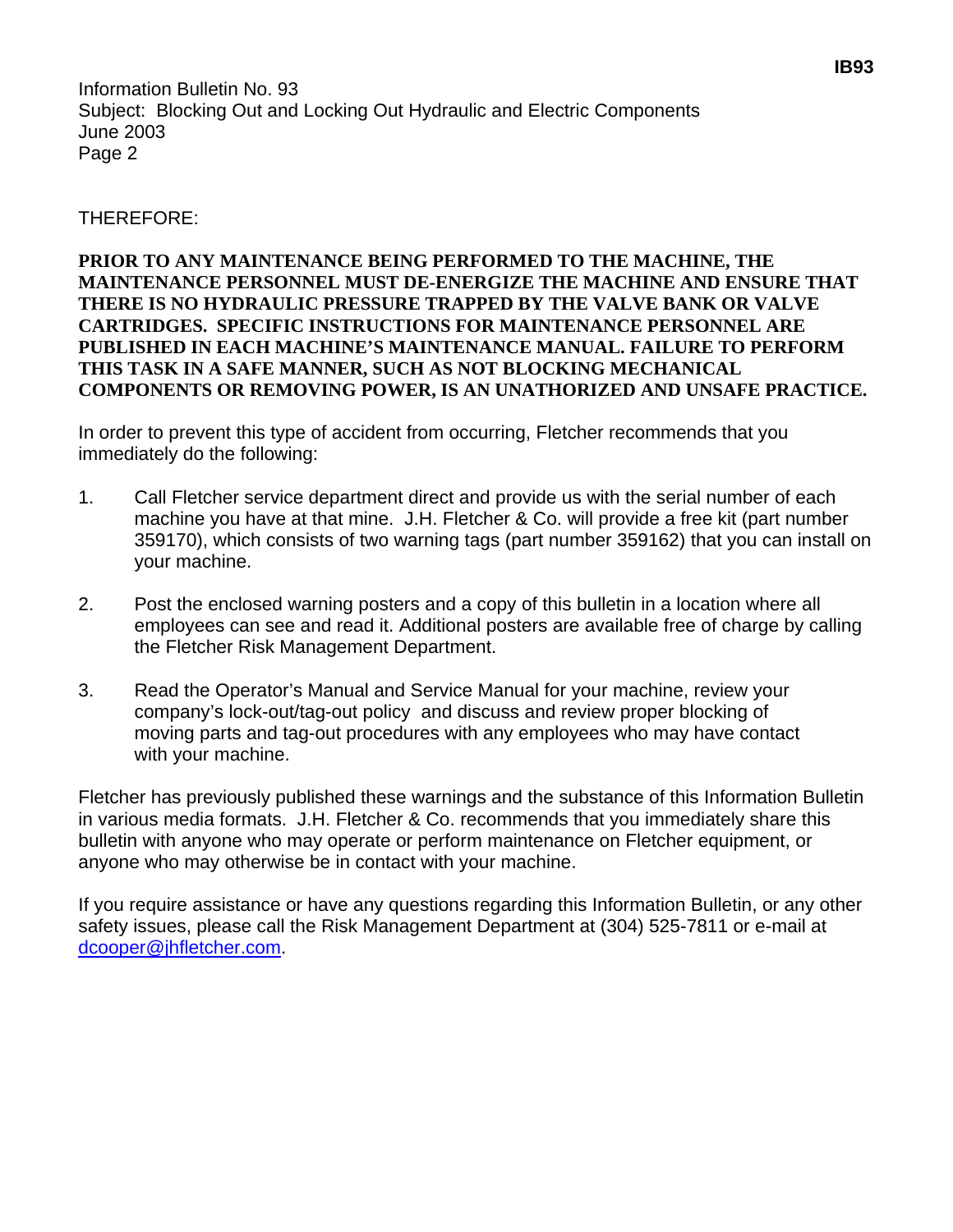THEREFORE:

**PRIOR TO ANY MAINTENANCE BEING PERFORMED TO THE MACHINE, THE MAINTENANCE PERSONNEL MUST DE-ENERGIZE THE MACHINE AND ENSURE THAT THERE IS NO HYDRAULIC PRESSURE TRAPPED BY THE VALVE BANK OR VALVE CARTRIDGES. SPECIFIC INSTRUCTIONS FOR MAINTENANCE PERSONNEL ARE PUBLISHED IN EACH MACHINE'S MAINTENANCE MANUAL. FAILURE TO PERFORM THIS TASK IN A SAFE MANNER, SUCH AS NOT BLOCKING MECHANICAL COMPONENTS OR REMOVING POWER, IS AN UNATHORIZED AND UNSAFE PRACTICE.**

In order to prevent this type of accident from occurring, Fletcher recommends that you immediately do the following:

1. Call Fletcher service department direct and provide us with the serial number of each machine you have at that mine. J.H. Fletcher & Co. will provide a free kit (part number 359170), which consists of two warning tags (part number 359162) that you can install on your machine.

2. Post the enclosed warning posters and a copy of this bulletin in a location where all employees can see and read it. Additional posters are available free of charge by calling the Fletcher Risk Management Department.

3. Read the Operator's Manual and Service Manual for your machine, review your company's lock-out/tag-out policy and discuss and review proper blocking of moving parts and tag-out procedures with any employees who may have contact with your machine.

Fletcher has previously published these warnings and the substance of this Information Bulletin in various media formats. J.H. Fletcher & Co. recommends that you immediately share this bulletin with anyone who may operate or perform maintenance on Fletcher equipment, or anyone who may otherwise be in contact with your machine.

If you require assistance or have any questions regarding this Information Bulletin, or any other safety issues, please call the Risk Management Department at (304) 525-7811 or e-mail at dcooper@jhfletcher.com.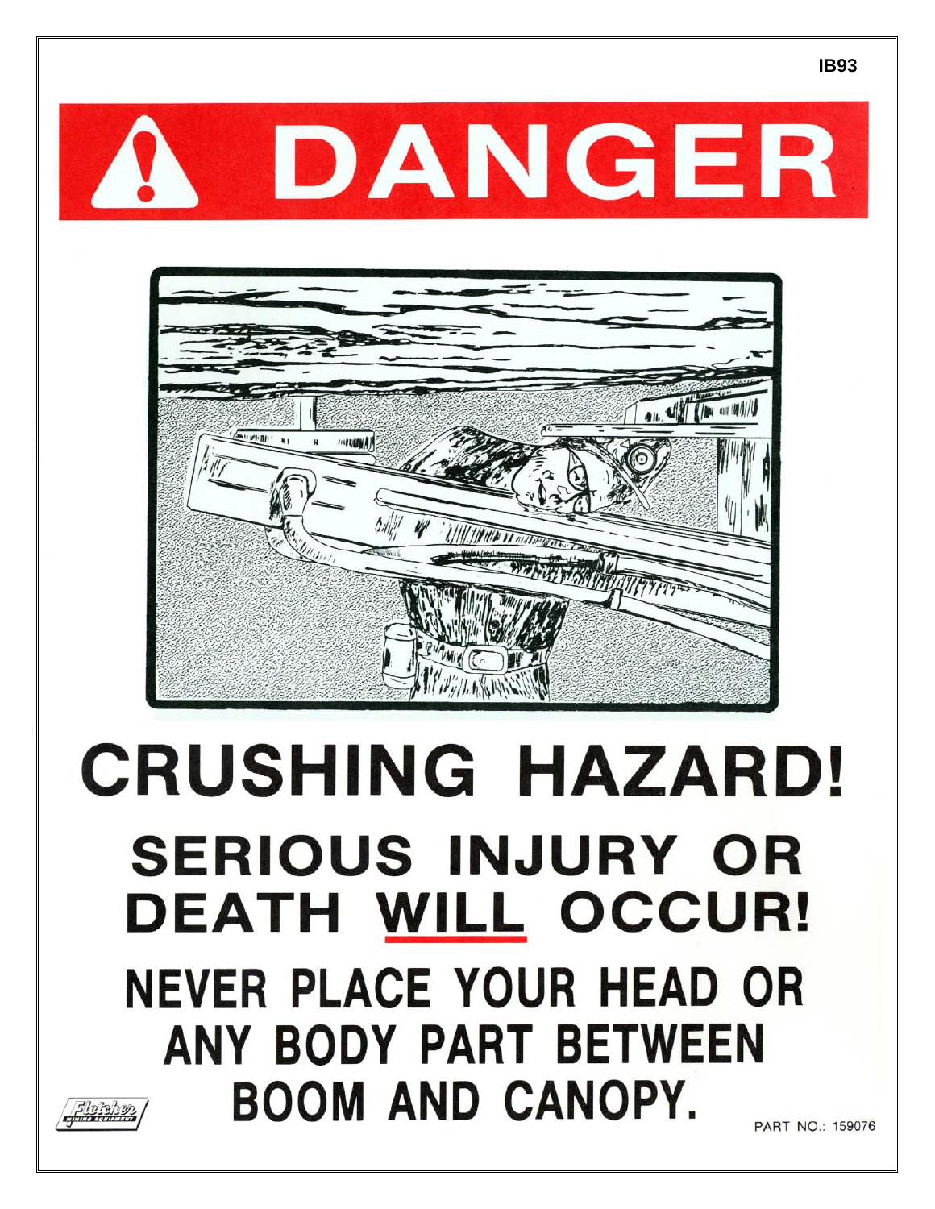IB93

# DANGER

# CRUSHING HAZARD!

## SERIOUS INJURY OR DEATH WILL OCCUR!

## NEVER PLACE YOUR HEAD OR ANY BODY PART BETWEEN BOOM AND CANOPY.

Fletcher Mining Equipment

PART NO.: 159076